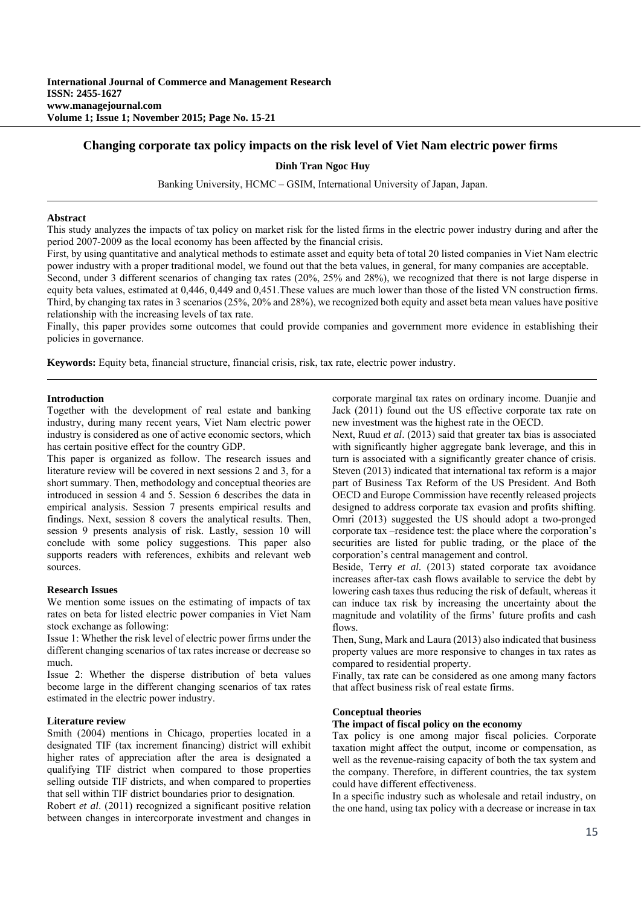# Changing corporate tax policy impacts on the risk level of Viet Nam electric power firms

**Dinh Tran Ngoc Huy**

Banking University, HCMC – GSIM, International University of Japan, Japan.

---

## Abstract

This study analyzes the impacts of tax policy on market risk for the listed firms in the electric power industry during and after the period 2007-2009 as the local economy has been affected by the financial crisis.

First, by using quantitative and analytical methods to estimate asset and equity beta of total 20 listed companies in Viet Nam electric power industry with a proper traditional model, we found out that the beta values, in general, for many companies are acceptable.

Second, under 3 different scenarios of changing tax rates (20%, 25% and 28%), we recognized that there is not large disperse in equity beta values, estimated at 0,446, 0,449 and 0,451.These values are much lower than those of the listed VN construction firms.

Third, by changing tax rates in 3 scenarios (25%, 20% and 28%), we recognized both equity and asset beta mean values have positive relationship with the increasing levels of tax rate.

Finally, this paper provides some outcomes that could provide companies and government more evidence in establishing their policies in governance.

**Keywords:** Equity beta, financial structure, financial crisis, risk, tax rate, electric power industry.

---

## Introduction

Together with the development of real estate and banking industry, during many recent years, Viet Nam electric power industry is considered as one of active economic sectors, which has certain positive effect for the country GDP.

This paper is organized as follow. The research issues and literature review will be covered in next sessions 2 and 3, for a short summary. Then, methodology and conceptual theories are introduced in session 4 and 5. Session 6 describes the data in empirical analysis. Session 7 presents empirical results and findings. Next, session 8 covers the analytical results. Then, session 9 presents analysis of risk. Lastly, session 10 will conclude with some policy suggestions. This paper also supports readers with references, exhibits and relevant web sources.

## Research Issues

We mention some issues on the estimating of impacts of tax rates on beta for listed electric power companies in Viet Nam stock exchange as following:

Issue 1: Whether the risk level of electric power firms under the different changing scenarios of tax rates increase or decrease so much.

Issue 2: Whether the disperse distribution of beta values become large in the different changing scenarios of tax rates estimated in the electric power industry.

## Literature review

Smith (2004) mentions in Chicago, properties located in a designated TIF (tax increment financing) district will exhibit higher rates of appreciation after the area is designated a qualifying TIF district when compared to those properties selling outside TIF districts, and when compared to properties that sell within TIF district boundaries prior to designation.

Robert *et al*. (2011) recognized a significant positive relation between changes in intercorporate investment and changes in corporate marginal tax rates on ordinary income. Duanjie and Jack (2011) found out the US effective corporate tax rate on new investment was the highest rate in the OECD.

Next, Ruud *et al*. (2013) said that greater tax bias is associated with significantly higher aggregate bank leverage, and this in turn is associated with a significantly greater chance of crisis. Steven (2013) indicated that international tax reform is a major part of Business Tax Reform of the US President. And Both OECD and Europe Commission have recently released projects designed to address corporate tax evasion and profits shifting. Omri (2013) suggested the US should adopt a two-pronged corporate tax –residence test: the place where the corporation's securities are listed for public trading, or the place of the corporation's central management and control.

Beside, Terry *et al.* (2013) stated corporate tax avoidance increases after-tax cash flows available to service the debt by lowering cash taxes thus reducing the risk of default, whereas it can induce tax risk by increasing the uncertainty about the magnitude and volatility of the firms' future profits and cash flows.

Then, Sung, Mark and Laura (2013) also indicated that business property values are more responsive to changes in tax rates as compared to residential property.

Finally, tax rate can be considered as one among many factors that affect business risk of real estate firms.

## Conceptual theories

### The impact of fiscal policy on the economy

Tax policy is one among major fiscal policies. Corporate taxation might affect the output, income or compensation, as well as the revenue-raising capacity of both the tax system and the company. Therefore, in different countries, the tax system could have different effectiveness.

In a specific industry such as wholesale and retail industry, on the one hand, using tax policy with a decrease or increase in tax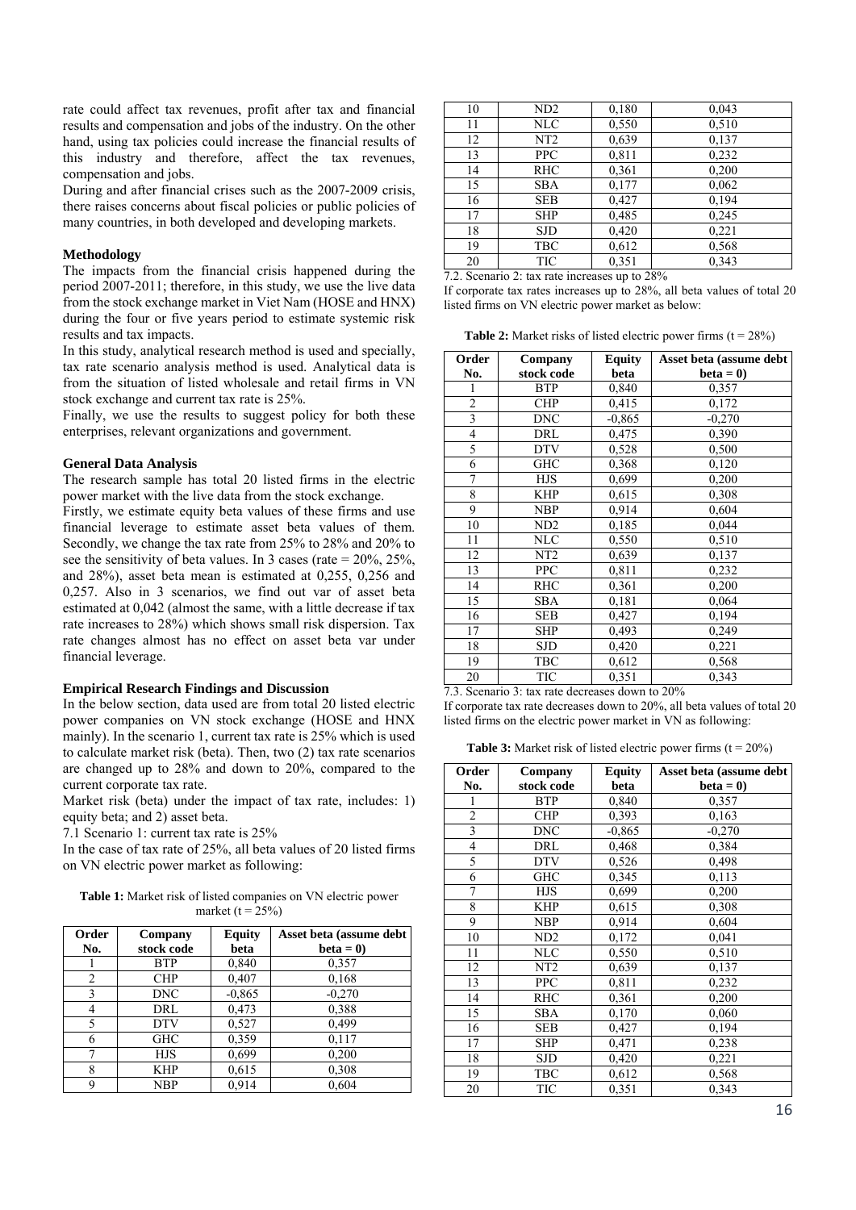rate could affect tax revenues, profit after tax and financial results and compensation and jobs of the industry. On the other hand, using tax policies could increase the financial results of this industry and therefore, affect the tax revenues, compensation and jobs.

During and after financial crises such as the 2007-2009 crisis, there raises concerns about fiscal policies or public policies of many countries, in both developed and developing markets.

### Methodology

The impacts from the financial crisis happened during the period 2007-2011; therefore, in this study, we use the live data from the stock exchange market in Viet Nam (HOSE and HNX) during the four or five years period to estimate systemic risk results and tax impacts.

In this study, analytical research method is used and specially, tax rate scenario analysis method is used. Analytical data is from the situation of listed wholesale and retail firms in VN stock exchange and current tax rate is 25%.

Finally, we use the results to suggest policy for both these enterprises, relevant organizations and government.

### General Data Analysis

The research sample has total 20 listed firms in the electric power market with the live data from the stock exchange.

Firstly, we estimate equity beta values of these firms and use financial leverage to estimate asset beta values of them. Secondly, we change the tax rate from 25% to 28% and 20% to see the sensitivity of beta values. In 3 cases (rate = 20%, 25%, and 28%), asset beta mean is estimated at 0,255, 0,256 and 0,257. Also in 3 scenarios, we find out var of asset beta estimated at 0,042 (almost the same, with a little decrease if tax rate increases to 28%) which shows small risk dispersion. Tax rate changes almost has no effect on asset beta var under financial leverage.

### Empirical Research Findings and Discussion

In the below section, data used are from total 20 listed electric power companies on VN stock exchange (HOSE and HNX mainly). In the scenario 1, current tax rate is 25% which is used to calculate market risk (beta). Then, two (2) tax rate scenarios are changed up to 28% and down to 20%, compared to the current corporate tax rate.

Market risk (beta) under the impact of tax rate, includes: 1) equity beta; and 2) asset beta.

7.1 Scenario 1: current tax rate is 25%

In the case of tax rate of 25%, all beta values of 20 listed firms on VN electric power market as following:

**Table 1:** Market risk of listed companies on VN electric power market (t = 25%)

| Order No. | Company stock code | Equity beta | Asset beta (assume debt beta = 0) |
|---|---|---|---|
| 1 | BTP | 0,840 | 0,357 |
| 2 | CHP | 0,407 | 0,168 |
| 3 | DNC | -0,865 | -0,270 |
| 4 | DRL | 0,473 | 0,388 |
| 5 | DTV | 0,527 | 0,499 |
| 6 | GHC | 0,359 | 0,117 |
| 7 | HJS | 0,699 | 0,200 |
| 8 | KHP | 0,615 | 0,308 |
| 9 | NBP | 0,914 | 0,604 |
| 10 | ND2 | 0,180 | 0,043 |
| 11 | NLC | 0,550 | 0,510 |
| 12 | NT2 | 0,639 | 0,137 |
| 13 | PPC | 0,811 | 0,232 |
| 14 | RHC | 0,361 | 0,200 |
| 15 | SBA | 0,177 | 0,062 |
| 16 | SEB | 0,427 | 0,194 |
| 17 | SHP | 0,485 | 0,245 |
| 18 | SJD | 0,420 | 0,221 |
| 19 | TBC | 0,612 | 0,568 |
| 20 | TIC | 0,351 | 0,343 |

7.2. Scenario 2: tax rate increases up to 28%

If corporate tax rates increases up to 28%, all beta values of total 20 listed firms on VN electric power market as below:

**Table 2:** Market risks of listed electric power firms (t = 28%)

| Order No. | Company stock code | Equity beta | Asset beta (assume debt beta = 0) |
|---|---|---|---|
| 1 | BTP | 0,840 | 0,357 |
| 2 | CHP | 0,415 | 0,172 |
| 3 | DNC | -0,865 | -0,270 |
| 4 | DRL | 0,475 | 0,390 |
| 5 | DTV | 0,528 | 0,500 |
| 6 | GHC | 0,368 | 0,120 |
| 7 | HJS | 0,699 | 0,200 |
| 8 | KHP | 0,615 | 0,308 |
| 9 | NBP | 0,914 | 0,604 |
| 10 | ND2 | 0,185 | 0,044 |
| 11 | NLC | 0,550 | 0,510 |
| 12 | NT2 | 0,639 | 0,137 |
| 13 | PPC | 0,811 | 0,232 |
| 14 | RHC | 0,361 | 0,200 |
| 15 | SBA | 0,181 | 0,064 |
| 16 | SEB | 0,427 | 0,194 |
| 17 | SHP | 0,493 | 0,249 |
| 18 | SJD | 0,420 | 0,221 |
| 19 | TBC | 0,612 | 0,568 |
| 20 | TIC | 0,351 | 0,343 |

7.3. Scenario 3: tax rate decreases down to 20%

If corporate tax rate decreases down to 20%, all beta values of total 20 listed firms on the electric power market in VN as following:

**Table 3:** Market risk of listed electric power firms (t = 20%)

| Order No. | Company stock code | Equity beta | Asset beta (assume debt beta = 0) |
|---|---|---|---|
| 1 | BTP | 0,840 | 0,357 |
| 2 | CHP | 0,393 | 0,163 |
| 3 | DNC | -0,865 | -0,270 |
| 4 | DRL | 0,468 | 0,384 |
| 5 | DTV | 0,526 | 0,498 |
| 6 | GHC | 0,345 | 0,113 |
| 7 | HJS | 0,699 | 0,200 |
| 8 | KHP | 0,615 | 0,308 |
| 9 | NBP | 0,914 | 0,604 |
| 10 | ND2 | 0,172 | 0,041 |
| 11 | NLC | 0,550 | 0,510 |
| 12 | NT2 | 0,639 | 0,137 |
| 13 | PPC | 0,811 | 0,232 |
| 14 | RHC | 0,361 | 0,200 |
| 15 | SBA | 0,170 | 0,060 |
| 16 | SEB | 0,427 | 0,194 |
| 17 | SHP | 0,471 | 0,238 |
| 18 | SJD | 0,420 | 0,221 |
| 19 | TBC | 0,612 | 0,568 |
| 20 | TIC | 0,351 | 0,343 |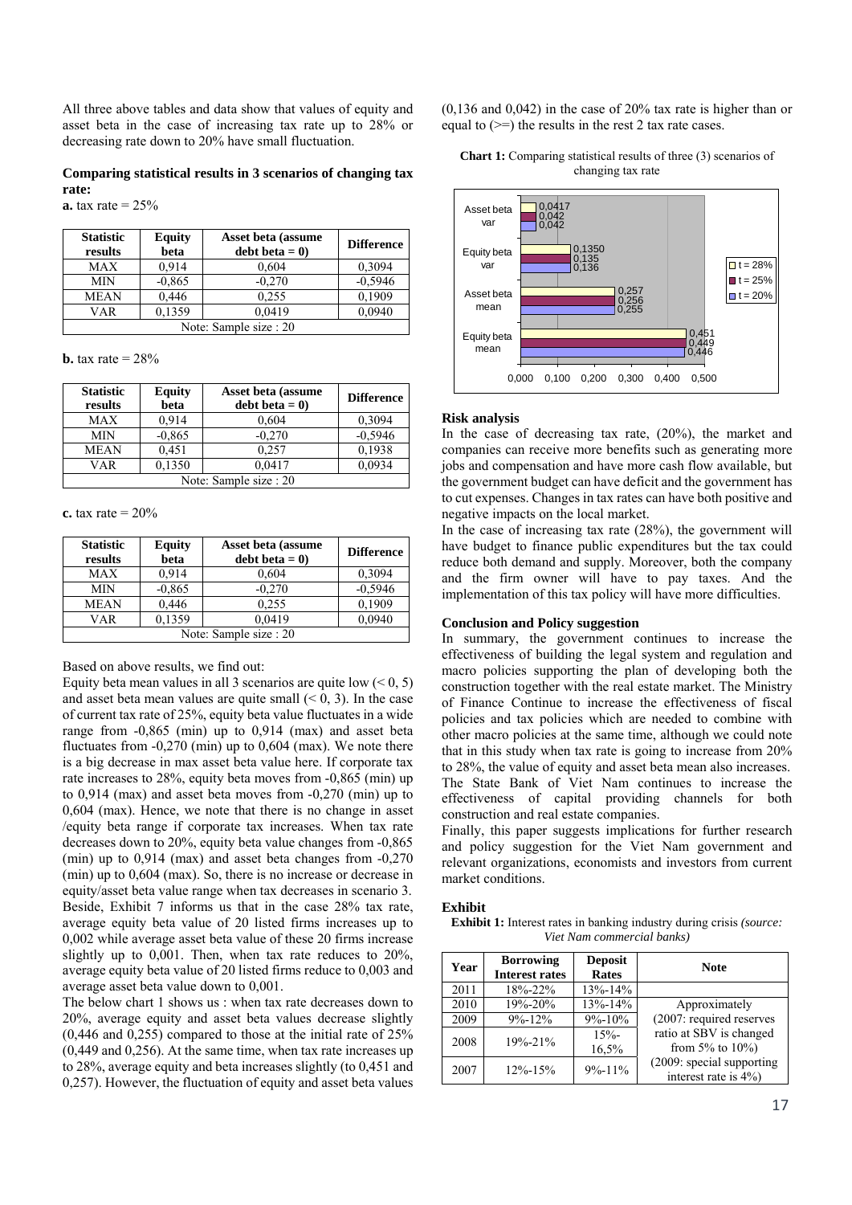All three above tables and data show that values of equity and asset beta in the case of increasing tax rate up to 28% or decreasing rate down to 20% have small fluctuation.

**Comparing statistical results in 3 scenarios of changing tax rate:**

**a.** tax rate = 25%

| Statistic results | Equity beta | Asset beta (assume debt beta = 0) | Difference |
|---|---|---|---|
| MAX | 0,914 | 0,604 | 0,3094 |
| MIN | -0,865 | -0,270 | -0,5946 |
| MEAN | 0,446 | 0,255 | 0,1909 |
| VAR | 0,1359 | 0,0419 | 0,0940 |
| Note: Sample size : 20 | | | |

**b.** tax rate = 28%

| Statistic results | Equity beta | Asset beta (assume debt beta = 0) | Difference |
|---|---|---|---|
| MAX | 0,914 | 0,604 | 0,3094 |
| MIN | -0,865 | -0,270 | -0,5946 |
| MEAN | 0,451 | 0,257 | 0,1938 |
| VAR | 0,1350 | 0,0417 | 0,0934 |
| Note: Sample size : 20 | | | |

**c.** tax rate = 20%

| Statistic results | Equity beta | Asset beta (assume debt beta = 0) | Difference |
|---|---|---|---|
| MAX | 0,914 | 0,604 | 0,3094 |
| MIN | -0,865 | -0,270 | -0,5946 |
| MEAN | 0,446 | 0,255 | 0,1909 |
| VAR | 0,1359 | 0,0419 | 0,0940 |
| Note: Sample size : 20 | | | |

Based on above results, we find out:

Equity beta mean values in all 3 scenarios are quite low (< 0, 5) and asset beta mean values are quite small (< 0, 3). In the case of current tax rate of 25%, equity beta value fluctuates in a wide range from -0,865 (min) up to 0,914 (max) and asset beta fluctuates from -0,270 (min) up to 0,604 (max). We note there is a big decrease in max asset beta value here. If corporate tax rate increases to 28%, equity beta moves from -0,865 (min) up to 0,914 (max) and asset beta moves from -0,270 (min) up to 0,604 (max). Hence, we note that there is no change in asset /equity beta range if corporate tax increases. When tax rate decreases down to 20%, equity beta value changes from -0,865 (min) up to 0,914 (max) and asset beta changes from -0,270 (min) up to 0,604 (max). So, there is no increase or decrease in equity/asset beta value range when tax decreases in scenario 3. Beside, Exhibit 7 informs us that in the case 28% tax rate, average equity beta value of 20 listed firms increases up to 0,002 while average asset beta value of these 20 firms increase slightly up to 0,001. Then, when tax rate reduces to 20%, average equity beta value of 20 listed firms reduce to 0,003 and average asset beta value down to 0,001.

The below chart 1 shows us : when tax rate decreases down to 20%, average equity and asset beta values decrease slightly (0,446 and 0,255) compared to those at the initial rate of 25% (0,449 and 0,256). At the same time, when tax rate increases up to 28%, average equity and beta increases slightly (to 0,451 and 0,257). However, the fluctuation of equity and asset beta values (0,136 and 0,042) in the case of 20% tax rate is higher than or equal to (>=) the results in the rest 2 tax rate cases.

**Chart 1:** Comparing statistical results of three (3) scenarios of changing tax rate

| | t = 28% | t = 25% | t = 20% |
|---|---|---|---|
| Asset beta var | 0,0417 | 0,042 | 0,042 |
| Equity beta var | 0,1350 | 0,135 | 0,136 |
| Asset beta mean | 0,257 | 0,256 | 0,255 |
| Equity beta mean | 0,451 | 0,449 | 0,446 |

### Risk analysis

In the case of decreasing tax rate, (20%), the market and companies can receive more benefits such as generating more jobs and compensation and have more cash flow available, but the government budget can have deficit and the government has to cut expenses. Changes in tax rates can have both positive and negative impacts on the local market.

In the case of increasing tax rate (28%), the government will have budget to finance public expenditures but the tax could reduce both demand and supply. Moreover, both the company and the firm owner will have to pay taxes. And the implementation of this tax policy will have more difficulties.

### Conclusion and Policy suggestion

In summary, the government continues to increase the effectiveness of building the legal system and regulation and macro policies supporting the plan of developing both the construction together with the real estate market. The Ministry of Finance Continue to increase the effectiveness of fiscal policies and tax policies which are needed to combine with other macro policies at the same time, although we could note that in this study when tax rate is going to increase from 20% to 28%, the value of equity and asset beta mean also increases. The State Bank of Viet Nam continues to increase the effectiveness of capital providing channels for both construction and real estate companies.

Finally, this paper suggests implications for further research and policy suggestion for the Viet Nam government and relevant organizations, economists and investors from current market conditions.

### Exhibit

**Exhibit 1:** Interest rates in banking industry during crisis *(source: Viet Nam commercial banks)*

| Year | Borrowing Interest rates | Deposit Rates | Note |
|---|---|---|---|
| 2011 | 18%-22% | 13%-14% | |
| 2010 | 19%-20% | 13%-14% | Approximately (2007: required reserves ratio at SBV is changed from 5% to 10%) (2009: special supporting interest rate is 4%) |
| 2009 | 9%-12% | 9%-10% | |
| 2008 | 19%-21% | 15%-16,5% | |
| 2007 | 12%-15% | 9%-11% | |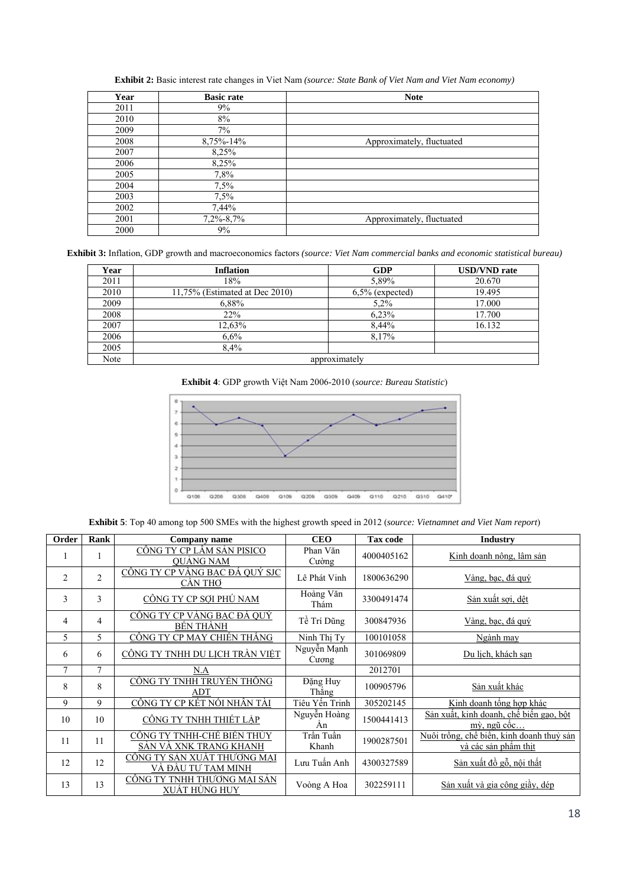**Exhibit 2:** Basic interest rate changes in Viet Nam *(source: State Bank of Viet Nam and Viet Nam economy)*

| Year | Basic rate | Note |
|---|---|---|
| 2011 | 9% | |
| 2010 | 8% | |
| 2009 | 7% | |
| 2008 | 8,75%-14% | Approximately, fluctuated |
| 2007 | 8,25% | |
| 2006 | 8,25% | |
| 2005 | 7,8% | |
| 2004 | 7,5% | |
| 2003 | 7,5% | |
| 2002 | 7,44% | |
| 2001 | 7,2%-8,7% | Approximately, fluctuated |
| 2000 | 9% | |

**Exhibit 3:** Inflation, GDP growth and macroeconomics factors *(source: Viet Nam commercial banks and economic statistical bureau)*

| Year | Inflation | GDP | USD/VND rate |
|---|---|---|---|
| 2011 | 18% | 5,89% | 20.670 |
| 2010 | 11,75% (Estimated at Dec 2010) | 6,5% (expected) | 19.495 |
| 2009 | 6,88% | 5,2% | 17.000 |
| 2008 | 22% | 6,23% | 17.700 |
| 2007 | 12,63% | 8,44% | 16.132 |
| 2006 | 6,6% | 8,17% | |
| 2005 | 8,4% | | |
| Note | approximately | | |

**Exhibit 4**: GDP growth Việt Nam 2006-2010 (*source: Bureau Statistic*)

**Exhibit 5**: Top 40 among top 500 SMEs with the highest growth speed in 2012 (*source: Vietnamnet and Viet Nam report*)

| Order | Rank | Company name | CEO | Tax code | Industry |
|---|---|---|---|---|---|
| 1 | 1 | CÔNG TY CP LÂM SẢN PISICO QUẢNG NAM | Phan Văn Cường | 4000405162 | Kinh doanh nông, lâm sản |
| 2 | 2 | CÔNG TY CP VÀNG BẠC ĐÁ QUÝ SJC CẦN THƠ | Lê Phát Vinh | 1800636290 | Vàng, bạc, đá quý |
| 3 | 3 | CÔNG TY CP SỢI PHÚ NAM | Hoàng Văn Thám | 3300491474 | Sản xuất sợi, dệt |
| 4 | 4 | CÔNG TY CP VÀNG BẠC ĐÁ QUÝ BẾN THÀNH | Tề Trí Dũng | 300847936 | Vàng, bạc, đá quý |
| 5 | 5 | CÔNG TY CP MAY CHIẾN THẮNG | Ninh Thị Ty | 100101058 | Ngành may |
| 6 | 6 | CÔNG TY TNHH DU LỊCH TRẦN VIỆT | Nguyễn Mạnh Cương | 301069809 | Du lịch, khách sạn |
| 7 | 7 | N.A | | 2012701 | |
| 8 | 8 | CÔNG TY TNHH TRUYỀN THÔNG ADT | Đặng Huy Thắng | 100905796 | Sản xuất khác |
| 9 | 9 | CÔNG TY CP KẾT NỐI NHÂN TÀI | Tiêu Yến Trinh | 305202145 | Kinh doanh tổng hợp khác |
| 10 | 10 | CÔNG TY TNHH THIẾT LẬP | Nguyễn Hoàng Ân | 1500441413 | Sản xuất, kinh doanh, chế biến gạo, bột mỳ, ngũ cốc… |
| 11 | 11 | CÔNG TY TNHH-CHẾ BIẾN THỦY SẢN VÀ XNK TRANG KHANH | Trần Tuấn Khanh | 1900287501 | Nuôi trồng, chế biến, kinh doanh thuỷ sản và các sản phẩm thịt |
| 12 | 12 | CÔNG TY SẢN XUẤT THƯƠNG MẠI VÀ ĐẦU TƯ TAM MINH | Lưu Tuấn Anh | 4300327589 | Sản xuất đồ gỗ, nội thất |
| 13 | 13 | CÔNG TY TNHH THƯƠNG MẠI SẢN XUẤT HÙNG HUY | Voòng A Hoa | 302259111 | Sản xuất và gia công giầy, dép |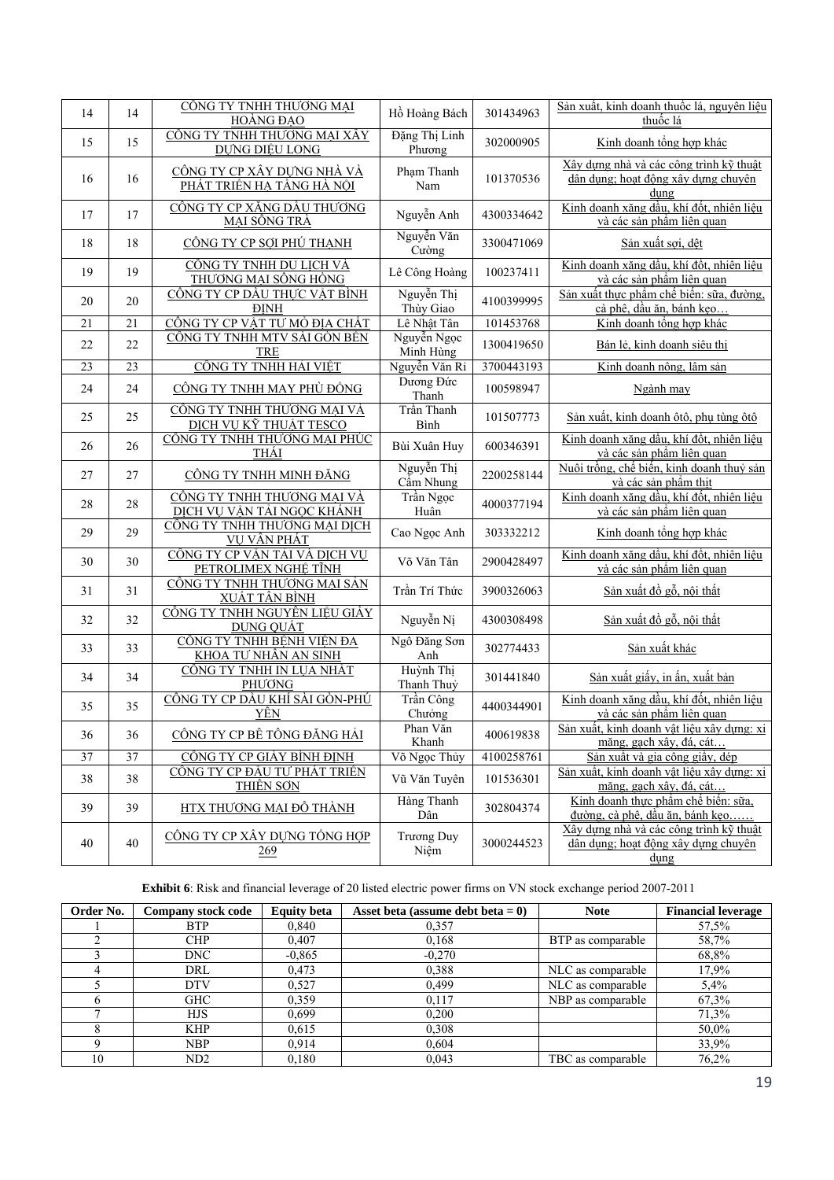| 14 | 14 | CÔNG TY TNHH THƯƠNG MẠI HOÀNG ĐẠO | Hồ Hoàng Bách | 301434963 | Sản xuất, kinh doanh thuốc lá, nguyên liệu thuốc lá |
|---|---|---|---|---|---|
| 15 | 15 | CÔNG TY TNHH THƯƠNG MẠI XÂY DỰNG DIỆU LONG | Đặng Thị Linh Phương | 302000905 | Kinh doanh tổng hợp khác |
| 16 | 16 | CÔNG TY CP XÂY DỰNG NHÀ VÀ PHÁT TRIỂN HẠ TẦNG HÀ NỘI | Phạm Thanh Nam | 101370536 | Xây dựng nhà và các công trình kỹ thuật dân dụng; hoạt động xây dựng chuyên dụng |
| 17 | 17 | CÔNG TY CP XĂNG DẦU THƯƠNG MẠI SÔNG TRÀ | Nguyễn Anh | 4300334642 | Kinh doanh xăng dầu, khí đốt, nhiên liệu và các sản phẩm liên quan |
| 18 | 18 | CÔNG TY CP SỢI PHÚ THẠNH | Nguyễn Văn Cường | 3300471069 | Sản xuất sợi, dệt |
| 19 | 19 | CÔNG TY TNHH DU LỊCH VÀ THƯƠNG MẠI SÔNG HỒNG | Lê Công Hoàng | 100237411 | Kinh doanh xăng dầu, khí đốt, nhiên liệu và các sản phẩm liên quan |
| 20 | 20 | CÔNG TY CP DẦU THỰC VẬT BÌNH ĐỊNH | Nguyễn Thị Thủy Giao | 4100399995 | Sản xuất thực phẩm chế biến: sữa, đường, cà phê, dầu ăn, bánh kẹo… |
| 21 | 21 | CÔNG TY CP VẬT TƯ MỎ ĐỊA CHẤT | Lê Nhật Tân | 101453768 | Kinh doanh tổng hợp khác |
| 22 | 22 | CÔNG TY TNHH MTV SÀI GÒN BẾN TRE | Nguyễn Ngọc Minh Hùng | 1300419650 | Bán lẻ, kinh doanh siêu thị |
| 23 | 23 | CÔNG TY TNHH HẢI VIỆT | Nguyễn Văn Rỉ | 3700443193 | Kinh doanh nông, lâm sản |
| 24 | 24 | CÔNG TY TNHH MAY PHÙ ĐỔNG | Dương Đức Thanh | 100598947 | Ngành may |
| 25 | 25 | CÔNG TY TNHH THƯƠNG MẠI VÀ DỊCH VỤ KỸ THUẬT TESCO | Trần Thanh Bình | 101507773 | Sản xuất, kinh doanh ôtô, phụ tùng ôtô |
| 26 | 26 | CÔNG TY TNHH THƯƠNG MẠI PHÚC THÁI | Bùi Xuân Huy | 600346391 | Kinh doanh xăng dầu, khí đốt, nhiên liệu và các sản phẩm liên quan |
| 27 | 27 | CÔNG TY TNHH MINH ĐĂNG | Nguyễn Thị Cẩm Nhung | 2200258144 | Nuôi trồng, chế biến, kinh doanh thuỷ sản và các sản phẩm thịt |
| 28 | 28 | CÔNG TY TNHH THƯƠNG MẠI VÀ DỊCH VỤ VẬN TẢI NGỌC KHÁNH | Trần Ngọc Huân | 4000377194 | Kinh doanh xăng dầu, khí đốt, nhiên liệu và các sản phẩm liên quan |
| 29 | 29 | CÔNG TY TNHH THƯƠNG MẠI DỊCH VỤ VÂN PHÁT | Cao Ngọc Anh | 303332212 | Kinh doanh tổng hợp khác |
| 30 | 30 | CÔNG TY CP VẬN TẢI VÀ DỊCH VỤ PETROLIMEX NGHỆ TĨNH | Võ Văn Tân | 2900428497 | Kinh doanh xăng dầu, khí đốt, nhiên liệu và các sản phẩm liên quan |
| 31 | 31 | CÔNG TY TNHH THƯƠNG MẠI SẢN XUẤT TÂN BÌNH | Trần Trí Thức | 3900326063 | Sản xuất đồ gỗ, nội thất |
| 32 | 32 | CÔNG TY TNHH NGUYÊN LIỆU GIẤY DUNG QUẤT | Nguyễn Nị | 4300308498 | Sản xuất đồ gỗ, nội thất |
| 33 | 33 | CÔNG TY TNHH BỆNH VIỆN ĐA KHOA TƯ NHÂN AN SINH | Ngô Đăng Sơn Anh | 302774433 | Sản xuất khác |
| 34 | 34 | CÔNG TY TNHH IN LỤA NHẬT PHƯƠNG | Huỳnh Thị Thanh Thuỷ | 301441840 | Sản xuất giấy, in ấn, xuất bản |
| 35 | 35 | CÔNG TY CP DẦU KHÍ SÀI GÒN-PHÚ YÊN | Trần Công Chưởng | 4400344901 | Kinh doanh xăng dầu, khí đốt, nhiên liệu và các sản phẩm liên quan |
| 36 | 36 | CÔNG TY CP BÊ TÔNG ĐĂNG HẢI | Phan Văn Khanh | 400619838 | Sản xuất, kinh doanh vật liệu xây dựng: xi măng, gạch xây, đá, cát… |
| 37 | 37 | CÔNG TY CP GIÀY BÌNH ĐỊNH | Võ Ngọc Thủy | 4100258761 | Sản xuất và gia công giày, dép |
| 38 | 38 | CÔNG TY CP ĐẦU TƯ PHÁT TRIỂN THIÊN SƠN | Vũ Văn Tuyên | 101536301 | Sản xuất, kinh doanh vật liệu xây dựng: xi măng, gạch xây, đá, cát… |
| 39 | 39 | HTX THƯƠNG MẠI ĐÔ THÀNH | Hàng Thanh Dân | 302804374 | Kinh doanh thực phẩm chế biến: sữa, đường, cà phê, dầu ăn, bánh kẹo…… |
| 40 | 40 | CÔNG TY CP XÂY DỰNG TỔNG HỢP 269 | Trương Duy Niệm | 3000244523 | Xây dựng nhà và các công trình kỹ thuật dân dụng; hoạt động xây dựng chuyên dụng |

**Exhibit 6**: Risk and financial leverage of 20 listed electric power firms on VN stock exchange period 2007-2011

| Order No. | Company stock code | Equity beta | Asset beta (assume debt beta = 0) | Note | Financial leverage |
|---|---|---|---|---|---|
| 1 | BTP | 0,840 | 0,357 | | 57,5% |
| 2 | CHP | 0,407 | 0,168 | BTP as comparable | 58,7% |
| 3 | DNC | -0,865 | -0,270 | | 68,8% |
| 4 | DRL | 0,473 | 0,388 | NLC as comparable | 17,9% |
| 5 | DTV | 0,527 | 0,499 | NLC as comparable | 5,4% |
| 6 | GHC | 0,359 | 0,117 | NBP as comparable | 67,3% |
| 7 | HJS | 0,699 | 0,200 | | 71,3% |
| 8 | KHP | 0,615 | 0,308 | | 50,0% |
| 9 | NBP | 0,914 | 0,604 | | 33,9% |
| 10 | ND2 | 0,180 | 0,043 | TBC as comparable | 76,2% |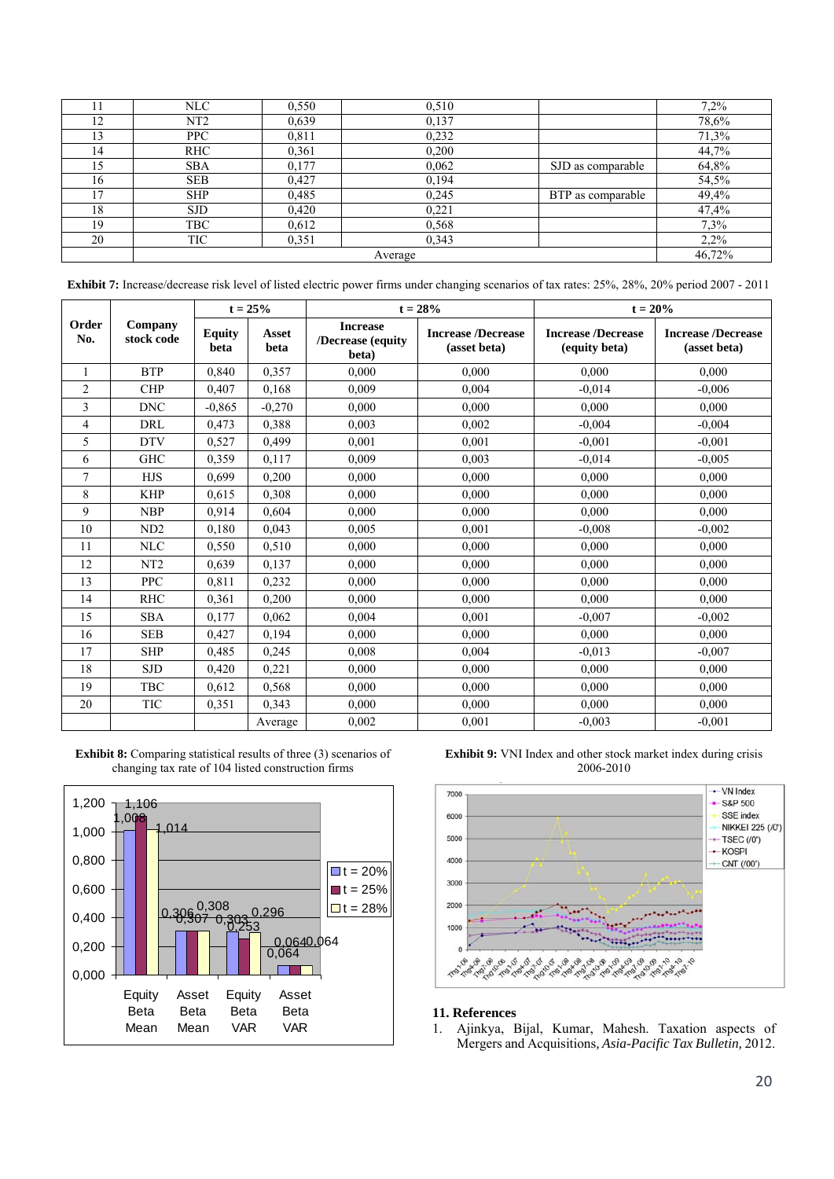| 11 | NLC | 0,550 | 0,510 | | 7,2% |
|---|---|---|---|---|---|
| 12 | NT2 | 0,639 | 0,137 | | 78,6% |
| 13 | PPC | 0,811 | 0,232 | | 71,3% |
| 14 | RHC | 0,361 | 0,200 | | 44,7% |
| 15 | SBA | 0,177 | 0,062 | SJD as comparable | 64,8% |
| 16 | SEB | 0,427 | 0,194 | | 54,5% |
| 17 | SHP | 0,485 | 0,245 | BTP as comparable | 49,4% |
| 18 | SJD | 0,420 | 0,221 | | 47,4% |
| 19 | TBC | 0,612 | 0,568 | | 7,3% |
| 20 | TIC | 0,351 | 0,343 | | 2,2% |
| | Average | | | | 46,72% |

**Exhibit 7:** Increase/decrease risk level of listed electric power firms under changing scenarios of tax rates: 25%, 28%, 20% period 2007 - 2011

| Order No. | Company stock code | t = 25% | | t = 28% | | t = 20% | |
|---|---|---|---|---|---|---|---|
| | | Equity beta | Asset beta | Increase /Decrease (equity beta) | Increase /Decrease (asset beta) | Increase /Decrease (equity beta) | Increase /Decrease (asset beta) |
| 1 | BTP | 0,840 | 0,357 | 0,000 | 0,000 | 0,000 | 0,000 |
| 2 | CHP | 0,407 | 0,168 | 0,009 | 0,004 | -0,014 | -0,006 |
| 3 | DNC | -0,865 | -0,270 | 0,000 | 0,000 | 0,000 | 0,000 |
| 4 | DRL | 0,473 | 0,388 | 0,003 | 0,002 | -0,004 | -0,004 |
| 5 | DTV | 0,527 | 0,499 | 0,001 | 0,001 | -0,001 | -0,001 |
| 6 | GHC | 0,359 | 0,117 | 0,009 | 0,003 | -0,014 | -0,005 |
| 7 | HJS | 0,699 | 0,200 | 0,000 | 0,000 | 0,000 | 0,000 |
| 8 | KHP | 0,615 | 0,308 | 0,000 | 0,000 | 0,000 | 0,000 |
| 9 | NBP | 0,914 | 0,604 | 0,000 | 0,000 | 0,000 | 0,000 |
| 10 | ND2 | 0,180 | 0,043 | 0,005 | 0,001 | -0,008 | -0,002 |
| 11 | NLC | 0,550 | 0,510 | 0,000 | 0,000 | 0,000 | 0,000 |
| 12 | NT2 | 0,639 | 0,137 | 0,000 | 0,000 | 0,000 | 0,000 |
| 13 | PPC | 0,811 | 0,232 | 0,000 | 0,000 | 0,000 | 0,000 |
| 14 | RHC | 0,361 | 0,200 | 0,000 | 0,000 | 0,000 | 0,000 |
| 15 | SBA | 0,177 | 0,062 | 0,004 | 0,001 | -0,007 | -0,002 |
| 16 | SEB | 0,427 | 0,194 | 0,000 | 0,000 | 0,000 | 0,000 |
| 17 | SHP | 0,485 | 0,245 | 0,008 | 0,004 | -0,013 | -0,007 |
| 18 | SJD | 0,420 | 0,221 | 0,000 | 0,000 | 0,000 | 0,000 |
| 19 | TBC | 0,612 | 0,568 | 0,000 | 0,000 | 0,000 | 0,000 |
| 20 | TIC | 0,351 | 0,343 | 0,000 | 0,000 | 0,000 | 0,000 |
| | | | Average | 0,002 | 0,001 | -0,003 | -0,001 |

**Exhibit 8:** Comparing statistical results of three (3) scenarios of changing tax rate of 104 listed construction firms

**Exhibit 9:** VNI Index and other stock market index during crisis 2006-2010

## 11. References

1. Ajinkya, Bijal, Kumar, Mahesh. Taxation aspects of Mergers and Acquisitions, *Asia-Pacific Tax Bulletin,* 2012.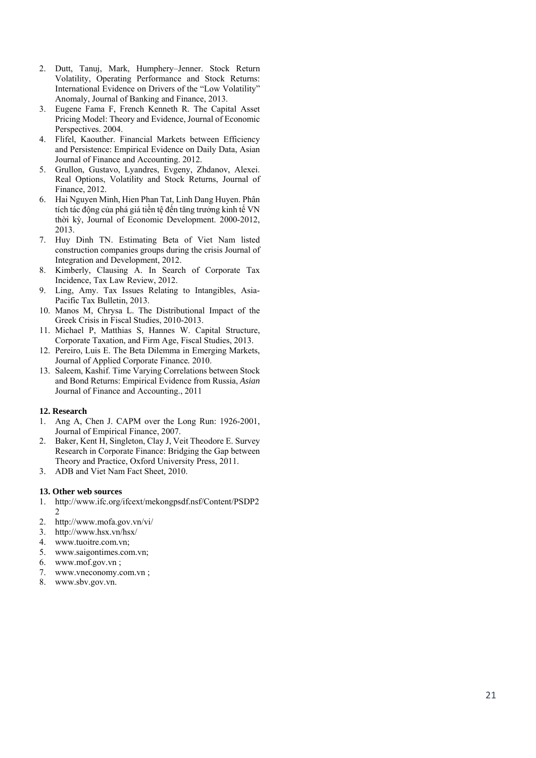2. Dutt, Tanuj, Mark, Humphery–Jenner. Stock Return Volatility, Operating Performance and Stock Returns: International Evidence on Drivers of the "Low Volatility" Anomaly, Journal of Banking and Finance, 2013.
3. Eugene Fama F, French Kenneth R. The Capital Asset Pricing Model: Theory and Evidence, Journal of Economic Perspectives. 2004.
4. Flifel, Kaouther. Financial Markets between Efficiency and Persistence: Empirical Evidence on Daily Data, Asian Journal of Finance and Accounting. 2012.
5. Grullon, Gustavo, Lyandres, Evgeny, Zhdanov, Alexei. Real Options, Volatility and Stock Returns, Journal of Finance, 2012.
6. Hai Nguyen Minh, Hien Phan Tat, Linh Dang Huyen. Phân tích tác động của phá giá tiền tệ đến tăng trưởng kinh tế VN thời kỳ, Journal of Economic Development. 2000-2012, 2013.
7. Huy Dinh TN. Estimating Beta of Viet Nam listed construction companies groups during the crisis Journal of Integration and Development, 2012.
8. Kimberly, Clausing A. In Search of Corporate Tax Incidence, Tax Law Review, 2012.
9. Ling, Amy. Tax Issues Relating to Intangibles, Asia-Pacific Tax Bulletin, 2013.
10. Manos M, Chrysa L. The Distributional Impact of the Greek Crisis in Fiscal Studies, 2010-2013.
11. Michael P, Matthias S, Hannes W. Capital Structure, Corporate Taxation, and Firm Age, Fiscal Studies, 2013.
12. Pereiro, Luis E. The Beta Dilemma in Emerging Markets, Journal of Applied Corporate Finance. 2010.
13. Saleem, Kashif. Time Varying Correlations between Stock and Bond Returns: Empirical Evidence from Russia, *Asian* Journal of Finance and Accounting., 2011

**12. Research**

1. Ang A, Chen J. CAPM over the Long Run: 1926-2001, Journal of Empirical Finance, 2007.
2. Baker, Kent H, Singleton, Clay J, Veit Theodore E. Survey Research in Corporate Finance: Bridging the Gap between Theory and Practice, Oxford University Press, 2011.
3. ADB and Viet Nam Fact Sheet, 2010.

**13. Other web sources**

1. http://www.ifc.org/ifcext/mekongpsdf.nsf/Content/PSDP22
2. http://www.mofa.gov.vn/vi/
3. http://www.hsx.vn/hsx/
4. www.tuoitre.com.vn;
5. www.saigontimes.com.vn;
6. www.mof.gov.vn ;
7. www.vneconomy.com.vn ;
8. www.sbv.gov.vn.